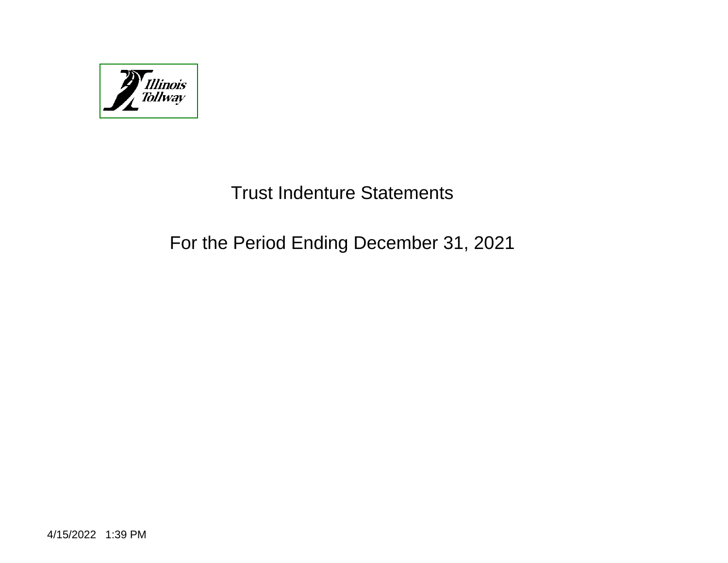Illinois Tollway

# Trust Indenture Statements

## For the Period Ending December 31, 2021

4/15/2022 1:39 PM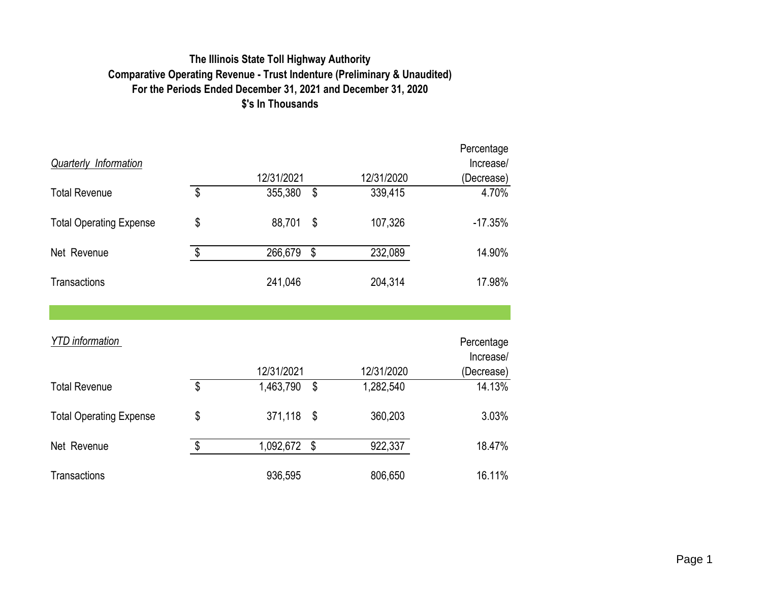**The Illinois State Toll Highway Authority**
**Comparative Operating Revenue - Trust Indenture (Preliminary & Unaudited)**
**For the Periods Ended December 31, 2021 and December 31, 2020**
**$'s In Thousands**

*Quarterly Information*

| | 12/31/2021 | 12/31/2020 | Percentage Increase/ (Decrease) |
|---|---|---|---|
| Total Revenue | $ 355,380 | $ 339,415 | 4.70% |
| Total Operating Expense | $ 88,701 | $ 107,326 | -17.35% |
| Net Revenue | $ 266,679 | $ 232,089 | 14.90% |
| Transactions | 241,046 | 204,314 | 17.98% |

*YTD information*

| | 12/31/2021 | 12/31/2020 | Percentage Increase/ (Decrease) |
|---|---|---|---|
| Total Revenue | $ 1,463,790 | $ 1,282,540 | 14.13% |
| Total Operating Expense | $ 371,118 | $ 360,203 | 3.03% |
| Net Revenue | $ 1,092,672 | $ 922,337 | 18.47% |
| Transactions | 936,595 | 806,650 | 16.11% |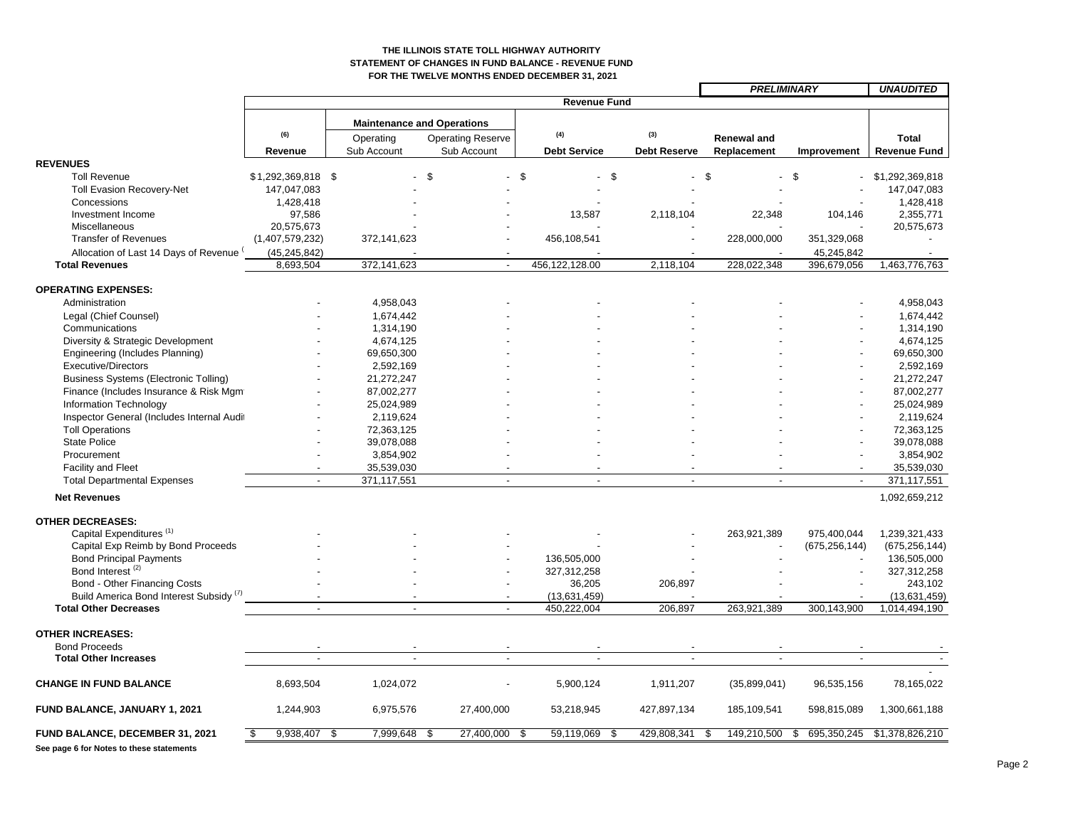**THE ILLINOIS STATE TOLL HIGHWAY AUTHORITY**
**STATEMENT OF CHANGES IN FUND BALANCE - REVENUE FUND**
**FOR THE TWELVE MONTHS ENDED DECEMBER 31, 2021**

| | | | | | | *PRELIMINARY* | | *UNAUDITED* |
|---|---|---|---|---|---|---|---|---|
| | **Revenue Fund** | | | | | | | |
| | | **Maintenance and Operations** | | | | | | |
| | (6) | | | (4) | (3) | | | |
| | **Revenue** | Operating Sub Account | Operating Reserve Sub Account | **Debt Service** | **Debt Reserve** | **Renewal and Replacement** | **Improvement** | **Total Revenue Fund** |
| **REVENUES** | | | | | | | | |
| Toll Revenue | $1,292,369,818 | $ - | $ - | $ - | $ - | $ - | $ - | $1,292,369,818 |
| Toll Evasion Recovery-Net | 147,047,083 | - | - | - | - | - | - | 147,047,083 |
| Concessions | 1,428,418 | - | - | - | - | - | - | 1,428,418 |
| Investment Income | 97,586 | - | - | 13,587 | 2,118,104 | 22,348 | 104,146 | 2,355,771 |
| Miscellaneous | 20,575,673 | - | - | - | - | - | - | 20,575,673 |
| Transfer of Revenues | (1,407,579,232) | 372,141,623 | - | 456,108,541 | - | 228,000,000 | 351,329,068 | - |
| Allocation of Last 14 Days of Revenue ( | (45,245,842) | - | - | - | - | - | 45,245,842 | - |
| **Total Revenues** | 8,693,504 | 372,141,623 | - | 456,122,128.00 | 2,118,104 | 228,022,348 | 396,679,056 | 1,463,776,763 |
| **OPERATING EXPENSES:** | | | | | | | | |
| Administration | - | 4,958,043 | - | - | - | - | - | 4,958,043 |
| Legal (Chief Counsel) | - | 1,674,442 | - | - | - | - | - | 1,674,442 |
| Communications | - | 1,314,190 | - | - | - | - | - | 1,314,190 |
| Diversity & Strategic Development | - | 4,674,125 | - | - | - | - | - | 4,674,125 |
| Engineering (Includes Planning) | - | 69,650,300 | - | - | - | - | - | 69,650,300 |
| Executive/Directors | - | 2,592,169 | - | - | - | - | - | 2,592,169 |
| Business Systems (Electronic Tolling) | - | 21,272,247 | - | - | - | - | - | 21,272,247 |
| Finance (Includes Insurance & Risk Mgm | - | 87,002,277 | - | - | - | - | - | 87,002,277 |
| Information Technology | - | 25,024,989 | - | - | - | - | - | 25,024,989 |
| Inspector General (Includes Internal Audit | - | 2,119,624 | - | - | - | - | - | 2,119,624 |
| Toll Operations | - | 72,363,125 | - | - | - | - | - | 72,363,125 |
| State Police | - | 39,078,088 | - | - | - | - | - | 39,078,088 |
| Procurement | - | 3,854,902 | - | - | - | - | - | 3,854,902 |
| Facility and Fleet | - | 35,539,030 | - | - | - | - | - | 35,539,030 |
| Total Departmental Expenses | - | 371,117,551 | - | - | - | - | - | 371,117,551 |
| **Net Revenues** | | | | | | | | 1,092,659,212 |
| **OTHER DECREASES:** | | | | | | | | |
| Capital Expenditures [1] | - | - | - | - | - | 263,921,389 | 975,400,044 | 1,239,321,433 |
| Capital Exp Reimb by Bond Proceeds | - | - | - | - | - | - | (675,256,144) | (675,256,144) |
| Bond Principal Payments | - | - | - | 136,505,000 | - | - | - | 136,505,000 |
| Bond Interest [2] | - | - | - | 327,312,258 | - | - | - | 327,312,258 |
| Bond - Other Financing Costs | - | - | - | 36,205 | 206,897 | - | - | 243,102 |
| Build America Bond Interest Subsidy [7] | - | - | - | (13,631,459) | - | - | - | (13,631,459) |
| **Total Other Decreases** | - | - | - | 450,222,004 | 206,897 | 263,921,389 | 300,143,900 | 1,014,494,190 |
| **OTHER INCREASES:** | | | | | | | | |
| Bond Proceeds | - | - | - | - | - | - | - | - |
| **Total Other Increases** | - | - | - | - | - | - | - | - |
| **CHANGE IN FUND BALANCE** | 8,693,504 | 1,024,072 | - | 5,900,124 | 1,911,207 | (35,899,041) | 96,535,156 | 78,165,022 |
| **FUND BALANCE, JANUARY 1, 2021** | 1,244,903 | 6,975,576 | 27,400,000 | 53,218,945 | 427,897,134 | 185,109,541 | 598,815,089 | 1,300,661,188 |
| **FUND BALANCE, DECEMBER 31, 2021** | $ 9,938,407 | $ 7,999,648 | $ 27,400,000 | $ 59,119,069 | $ 429,808,341 | $ 149,210,500 | $ 695,350,245 | $1,378,826,210 |

**See page 6 for Notes to these statements**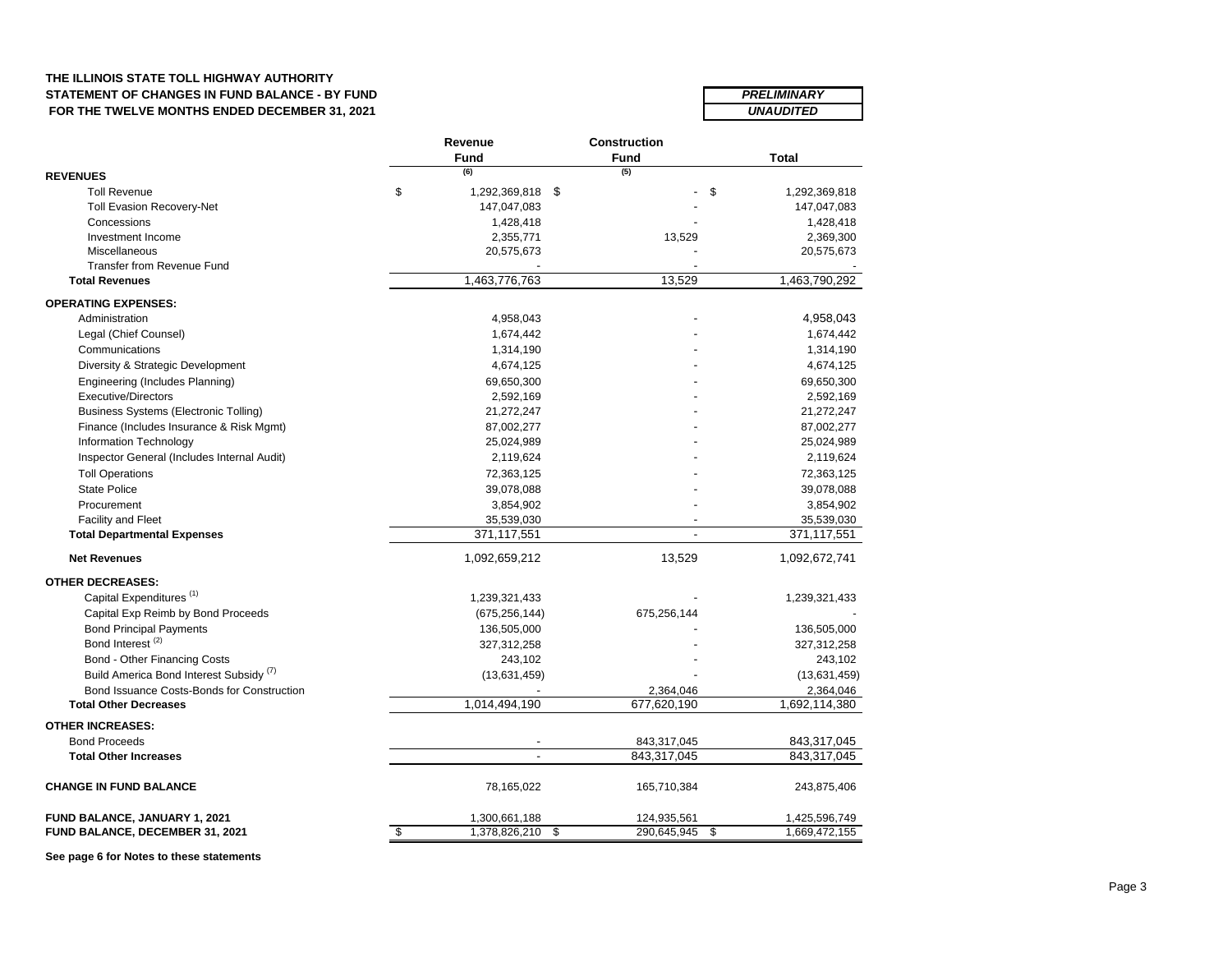**THE ILLINOIS STATE TOLL HIGHWAY AUTHORITY**
**STATEMENT OF CHANGES IN FUND BALANCE - BY FUND**
**FOR THE TWELVE MONTHS ENDED DECEMBER 31, 2021**

***PRELIMINARY***
***UNAUDITED***

| | Revenue Fund (6) | Construction Fund (5) | Total |
|---|---|---|---|
| **REVENUES** | | | |
| Toll Revenue | $ 1,292,369,818 | $ - | $ 1,292,369,818 |
| Toll Evasion Recovery-Net | 147,047,083 | - | 147,047,083 |
| Concessions | 1,428,418 | - | 1,428,418 |
| Investment Income | 2,355,771 | 13,529 | 2,369,300 |
| Miscellaneous | 20,575,673 | - | 20,575,673 |
| Transfer from Revenue Fund | - | - | - |
| **Total Revenues** | 1,463,776,763 | 13,529 | 1,463,790,292 |
| **OPERATING EXPENSES:** | | | |
| Administration | 4,958,043 | - | 4,958,043 |
| Legal (Chief Counsel) | 1,674,442 | - | 1,674,442 |
| Communications | 1,314,190 | - | 1,314,190 |
| Diversity & Strategic Development | 4,674,125 | - | 4,674,125 |
| Engineering (Includes Planning) | 69,650,300 | - | 69,650,300 |
| Executive/Directors | 2,592,169 | - | 2,592,169 |
| Business Systems (Electronic Tolling) | 21,272,247 | - | 21,272,247 |
| Finance (Includes Insurance & Risk Mgmt) | 87,002,277 | - | 87,002,277 |
| Information Technology | 25,024,989 | - | 25,024,989 |
| Inspector General (Includes Internal Audit) | 2,119,624 | - | 2,119,624 |
| Toll Operations | 72,363,125 | - | 72,363,125 |
| State Police | 39,078,088 | - | 39,078,088 |
| Procurement | 3,854,902 | - | 3,854,902 |
| Facility and Fleet | 35,539,030 | - | 35,539,030 |
| **Total Departmental Expenses** | 371,117,551 | - | 371,117,551 |
| **Net Revenues** | 1,092,659,212 | 13,529 | 1,092,672,741 |
| **OTHER DECREASES:** | | | |
| Capital Expenditures [(1)] | 1,239,321,433 | - | 1,239,321,433 |
| Capital Exp Reimb by Bond Proceeds | (675,256,144) | 675,256,144 | - |
| Bond Principal Payments | 136,505,000 | - | 136,505,000 |
| Bond Interest [(2)] | 327,312,258 | - | 327,312,258 |
| Bond - Other Financing Costs | 243,102 | - | 243,102 |
| Build America Bond Interest Subsidy [(7)] | (13,631,459) | - | (13,631,459) |
| Bond Issuance Costs-Bonds for Construction | - | 2,364,046 | 2,364,046 |
| **Total Other Decreases** | 1,014,494,190 | 677,620,190 | 1,692,114,380 |
| **OTHER INCREASES:** | | | |
| Bond Proceeds | - | 843,317,045 | 843,317,045 |
| **Total Other Increases** | - | 843,317,045 | 843,317,045 |
| **CHANGE IN FUND BALANCE** | 78,165,022 | 165,710,384 | 243,875,406 |
| **FUND BALANCE, JANUARY 1, 2021** | 1,300,661,188 | 124,935,561 | 1,425,596,749 |
| **FUND BALANCE, DECEMBER 31, 2021** | $ 1,378,826,210 | $ 290,645,945 | $ 1,669,472,155 |

**See page 6 for Notes to these statements**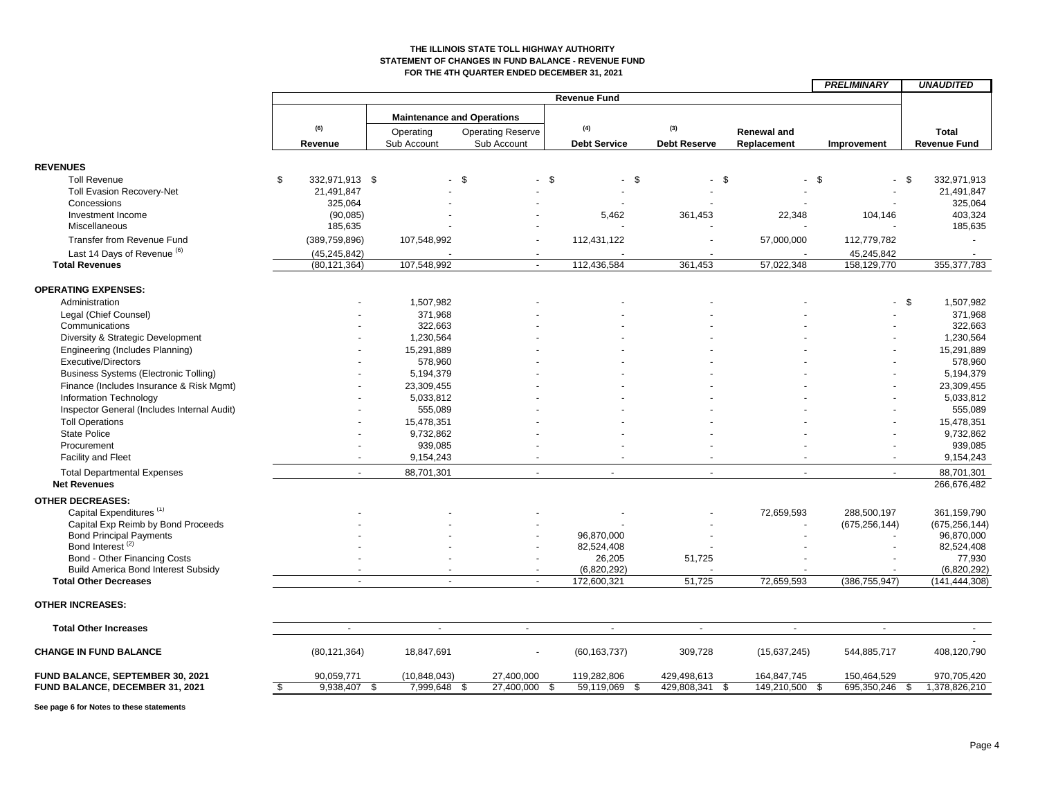**THE ILLINOIS STATE TOLL HIGHWAY AUTHORITY**
**STATEMENT OF CHANGES IN FUND BALANCE - REVENUE FUND**
**FOR THE 4TH QUARTER ENDED DECEMBER 31, 2021**

***PRELIMINARY*** ***UNAUDITED***

| | Revenue Fund | | | | | | | |
|---|---|---|---|---|---|---|---|---|
| | | Maintenance and Operations | | | | | | |
| | (6) Revenue | Operating Sub Account | Operating Reserve Sub Account | (4) Debt Service | (3) Debt Reserve | Renewal and Replacement | Improvement | Total Revenue Fund |
| **REVENUES** | | | | | | | | |
| Toll Revenue | $ 332,971,913 | $ - | $ - | $ - | $ - | $ - | $ - | $ 332,971,913 |
| Toll Evasion Recovery-Net | 21,491,847 | - | - | - | - | - | - | 21,491,847 |
| Concessions | 325,064 | - | - | - | - | - | - | 325,064 |
| Investment Income | (90,085) | - | - | 5,462 | 361,453 | 22,348 | 104,146 | 403,324 |
| Miscellaneous | 185,635 | - | - | - | - | - | - | 185,635 |
| Transfer from Revenue Fund | (389,759,896) | 107,548,992 | - | 112,431,122 | - | 57,000,000 | 112,779,782 | - |
| Last 14 Days of Revenue (6) | (45,245,842) | - | - | - | - | - | 45,245,842 | - |
| **Total Revenues** | (80,121,364) | 107,548,992 | - | 112,436,584 | 361,453 | 57,022,348 | 158,129,770 | 355,377,783 |
| **OPERATING EXPENSES:** | | | | | | | | |
| Administration | - | 1,507,982 | - | - | - | - | - | $ 1,507,982 |
| Legal (Chief Counsel) | - | 371,968 | - | - | - | - | - | 371,968 |
| Communications | - | 322,663 | - | - | - | - | - | 322,663 |
| Diversity & Strategic Development | - | 1,230,564 | - | - | - | - | - | 1,230,564 |
| Engineering (Includes Planning) | - | 15,291,889 | - | - | - | - | - | 15,291,889 |
| Executive/Directors | - | 578,960 | - | - | - | - | - | 578,960 |
| Business Systems (Electronic Tolling) | - | 5,194,379 | - | - | - | - | - | 5,194,379 |
| Finance (Includes Insurance & Risk Mgmt) | - | 23,309,455 | - | - | - | - | - | 23,309,455 |
| Information Technology | - | 5,033,812 | - | - | - | - | - | 5,033,812 |
| Inspector General (Includes Internal Audit) | - | 555,089 | - | - | - | - | - | 555,089 |
| Toll Operations | - | 15,478,351 | - | - | - | - | - | 15,478,351 |
| State Police | - | 9,732,862 | - | - | - | - | - | 9,732,862 |
| Procurement | - | 939,085 | - | - | - | - | - | 939,085 |
| Facility and Fleet | - | 9,154,243 | - | - | - | - | - | 9,154,243 |
| Total Departmental Expenses | - | 88,701,301 | - | - | - | - | - | 88,701,301 |
| **Net Revenues** | | | | | | | | 266,676,482 |
| **OTHER DECREASES:** | | | | | | | | |
| Capital Expenditures (1) | - | - | - | - | - | 72,659,593 | 288,500,197 | 361,159,790 |
| Capital Exp Reimb by Bond Proceeds | - | - | - | - | - | - | (675,256,144) | (675,256,144) |
| Bond Principal Payments | - | - | - | 96,870,000 | - | - | - | 96,870,000 |
| Bond Interest (2) | - | - | - | 82,524,408 | - | - | - | 82,524,408 |
| Bond - Other Financing Costs | - | - | - | 26,205 | 51,725 | - | - | 77,930 |
| Build America Bond Interest Subsidy | - | - | - | (6,820,292) | - | - | - | (6,820,292) |
| **Total Other Decreases** | - | - | - | 172,600,321 | 51,725 | 72,659,593 | (386,755,947) | (141,444,308) |
| **OTHER INCREASES:** | | | | | | | | |
| **Total Other Increases** | - | - | - | - | - | - | - | - |
| **CHANGE IN FUND BALANCE** | (80,121,364) | 18,847,691 | - | (60,163,737) | 309,728 | (15,637,245) | 544,885,717 | 408,120,790 |
| **FUND BALANCE, SEPTEMBER 30, 2021** | 90,059,771 | (10,848,043) | 27,400,000 | 119,282,806 | 429,498,613 | 164,847,745 | 150,464,529 | 970,705,420 |
| **FUND BALANCE, DECEMBER 31, 2021** | $ 9,938,407 | $ 7,999,648 | $ 27,400,000 | $ 59,119,069 | $ 429,808,341 | $ 149,210,500 | $ 695,350,246 | $ 1,378,826,210 |

**See page 6 for Notes to these statements**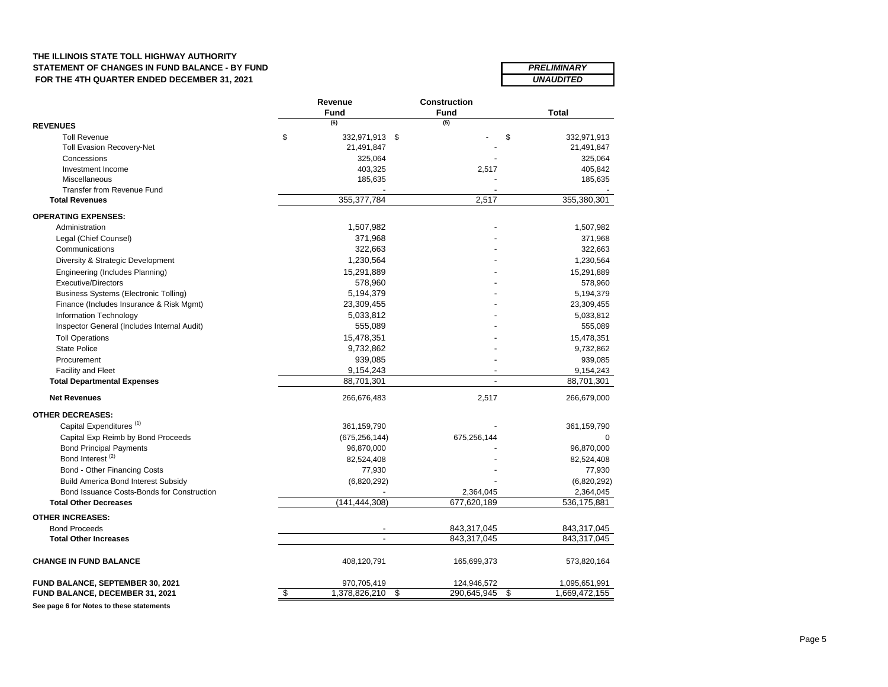**THE ILLINOIS STATE TOLL HIGHWAY AUTHORITY**
**STATEMENT OF CHANGES IN FUND BALANCE - BY FUND**
**FOR THE 4TH QUARTER ENDED DECEMBER 31, 2021**

***PRELIMINARY***
***UNAUDITED***

| | Revenue Fund (6) | Construction Fund (5) | Total |
|---|---|---|---|
| **REVENUES** | | | |
| Toll Revenue | $ 332,971,913 | $ - | $ 332,971,913 |
| Toll Evasion Recovery-Net | 21,491,847 | - | 21,491,847 |
| Concessions | 325,064 | - | 325,064 |
| Investment Income | 403,325 | 2,517 | 405,842 |
| Miscellaneous | 185,635 | - | 185,635 |
| Transfer from Revenue Fund | - | - | - |
| **Total Revenues** | 355,377,784 | 2,517 | 355,380,301 |
| **OPERATING EXPENSES:** | | | |
| Administration | 1,507,982 | - | 1,507,982 |
| Legal (Chief Counsel) | 371,968 | - | 371,968 |
| Communications | 322,663 | - | 322,663 |
| Diversity & Strategic Development | 1,230,564 | - | 1,230,564 |
| Engineering (Includes Planning) | 15,291,889 | - | 15,291,889 |
| Executive/Directors | 578,960 | - | 578,960 |
| Business Systems (Electronic Tolling) | 5,194,379 | - | 5,194,379 |
| Finance (Includes Insurance & Risk Mgmt) | 23,309,455 | - | 23,309,455 |
| Information Technology | 5,033,812 | - | 5,033,812 |
| Inspector General (Includes Internal Audit) | 555,089 | - | 555,089 |
| Toll Operations | 15,478,351 | - | 15,478,351 |
| State Police | 9,732,862 | - | 9,732,862 |
| Procurement | 939,085 | - | 939,085 |
| Facility and Fleet | 9,154,243 | - | 9,154,243 |
| **Total Departmental Expenses** | 88,701,301 | - | 88,701,301 |
| **Net Revenues** | 266,676,483 | 2,517 | 266,679,000 |
| **OTHER DECREASES:** | | | |
| Capital Expenditures [1] | 361,159,790 | - | 361,159,790 |
| Capital Exp Reimb by Bond Proceeds | (675,256,144) | 675,256,144 | 0 |
| Bond Principal Payments | 96,870,000 | - | 96,870,000 |
| Bond Interest [2] | 82,524,408 | - | 82,524,408 |
| Bond - Other Financing Costs | 77,930 | - | 77,930 |
| Build America Bond Interest Subsidy | (6,820,292) | - | (6,820,292) |
| Bond Issuance Costs-Bonds for Construction | - | 2,364,045 | 2,364,045 |
| **Total Other Decreases** | (141,444,308) | 677,620,189 | 536,175,881 |
| **OTHER INCREASES:** | | | |
| Bond Proceeds | - | 843,317,045 | 843,317,045 |
| **Total Other Increases** | - | 843,317,045 | 843,317,045 |
| **CHANGE IN FUND BALANCE** | 408,120,791 | 165,699,373 | 573,820,164 |
| **FUND BALANCE, SEPTEMBER 30, 2021** | 970,705,419 | 124,946,572 | 1,095,651,991 |
| **FUND BALANCE, DECEMBER 31, 2021** | $ 1,378,826,210 | $ 290,645,945 | $ 1,669,472,155 |

**See page 6 for Notes to these statements**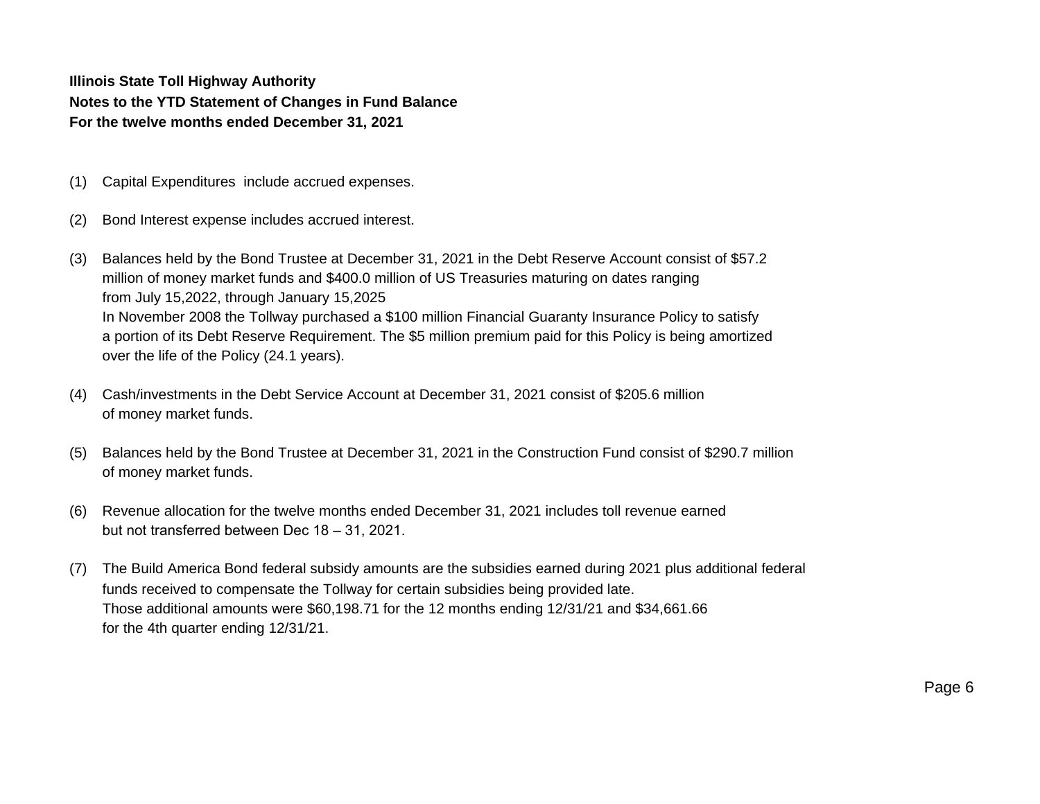**Illinois State Toll Highway Authority**
**Notes to the YTD Statement of Changes in Fund Balance**
**For the twelve months ended December 31, 2021**

(1) Capital Expenditures include accrued expenses.

(2) Bond Interest expense includes accrued interest.

(3) Balances held by the Bond Trustee at December 31, 2021 in the Debt Reserve Account consist of $57.2 million of money market funds and $400.0 million of US Treasuries maturing on dates ranging from July 15,2022, through January 15,2025
In November 2008 the Tollway purchased a $100 million Financial Guaranty Insurance Policy to satisfy a portion of its Debt Reserve Requirement. The $5 million premium paid for this Policy is being amortized over the life of the Policy (24.1 years).

(4) Cash/investments in the Debt Service Account at December 31, 2021 consist of $205.6 million of money market funds.

(5) Balances held by the Bond Trustee at December 31, 2021 in the Construction Fund consist of $290.7 million of money market funds.

(6) Revenue allocation for the twelve months ended December 31, 2021 includes toll revenue earned but not transferred between Dec 18 – 31, 2021.

(7) The Build America Bond federal subsidy amounts are the subsidies earned during 2021 plus additional federal funds received to compensate the Tollway for certain subsidies being provided late.
Those additional amounts were $60,198.71 for the 12 months ending 12/31/21 and $34,661.66 for the 4th quarter ending 12/31/21.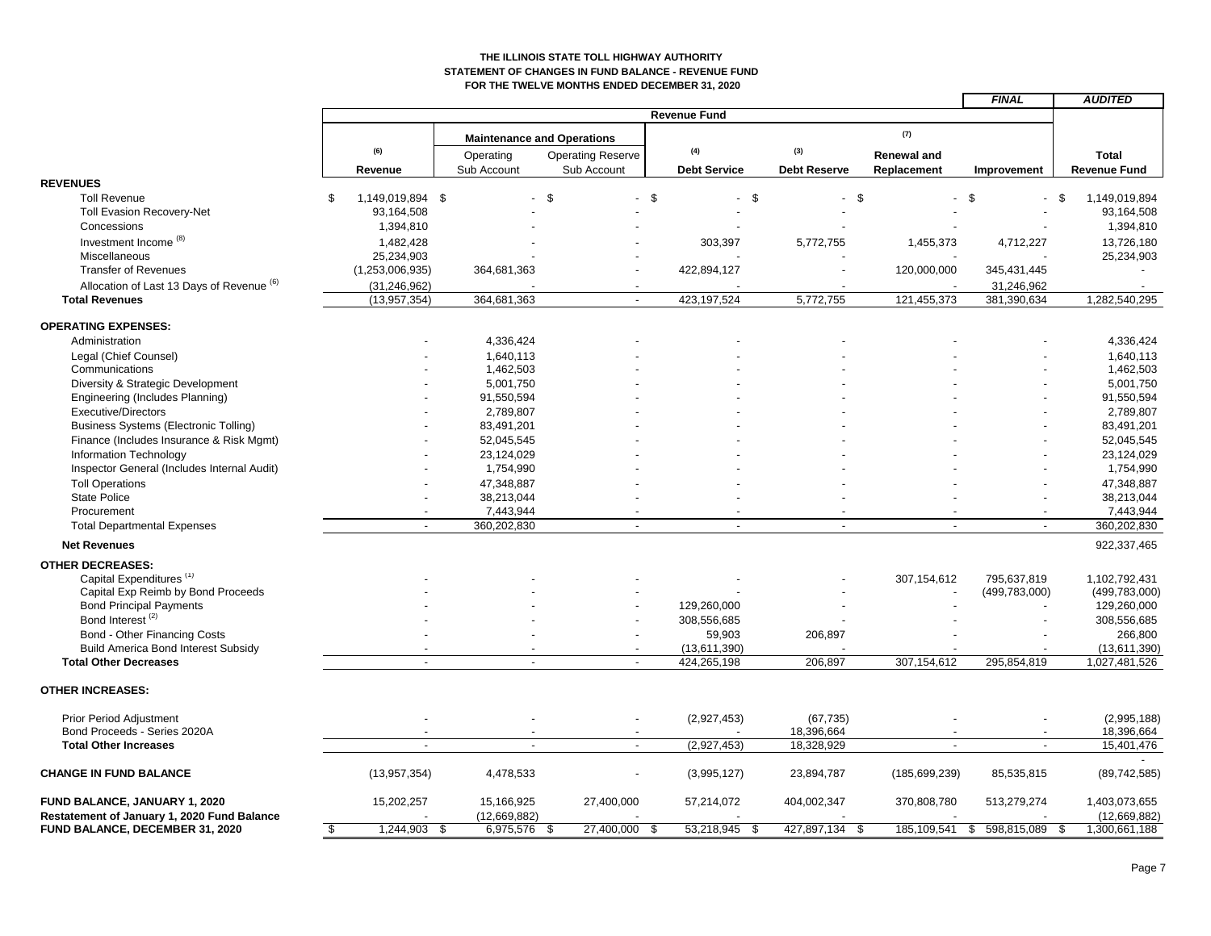**THE ILLINOIS STATE TOLL HIGHWAY AUTHORITY**
**STATEMENT OF CHANGES IN FUND BALANCE - REVENUE FUND**
**FOR THE TWELVE MONTHS ENDED DECEMBER 31, 2020**

| | Revenue Fund | | | | | | | *FINAL* / *AUDITED* |
|---|---|---|---|---|---|---|---|---|
| | | Maintenance and Operations | | | | | | |
| | (6) Revenue | Operating Sub Account | Operating Reserve Sub Account | (4) Debt Service | (3) Debt Reserve | (7) Renewal and Replacement | Improvement | Total Revenue Fund |
| **REVENUES** | | | | | | | | |
| Toll Revenue | $ 1,149,019,894 | $ - | $ - | $ - | $ - | $ - | $ - | $ 1,149,019,894 |
| Toll Evasion Recovery-Net | 93,164,508 | - | - | - | - | - | - | 93,164,508 |
| Concessions | 1,394,810 | - | - | - | - | - | - | 1,394,810 |
| Investment Income [8] | 1,482,428 | - | - | 303,397 | 5,772,755 | 1,455,373 | 4,712,227 | 13,726,180 |
| Miscellaneous | 25,234,903 | - | - | - | - | - | - | 25,234,903 |
| Transfer of Revenues | (1,253,006,935) | 364,681,363 | - | 422,894,127 | - | 120,000,000 | 345,431,445 | - |
| Allocation of Last 13 Days of Revenue [6] | (31,246,962) | - | - | - | - | - | 31,246,962 | - |
| **Total Revenues** | (13,957,354) | 364,681,363 | - | 423,197,524 | 5,772,755 | 121,455,373 | 381,390,634 | 1,282,540,295 |
| **OPERATING EXPENSES:** | | | | | | | | |
| Administration | - | 4,336,424 | - | - | - | - | - | 4,336,424 |
| Legal (Chief Counsel) | - | 1,640,113 | - | - | - | - | - | 1,640,113 |
| Communications | - | 1,462,503 | - | - | - | - | - | 1,462,503 |
| Diversity & Strategic Development | - | 5,001,750 | - | - | - | - | - | 5,001,750 |
| Engineering (Includes Planning) | - | 91,550,594 | - | - | - | - | - | 91,550,594 |
| Executive/Directors | - | 2,789,807 | - | - | - | - | - | 2,789,807 |
| Business Systems (Electronic Tolling) | - | 83,491,201 | - | - | - | - | - | 83,491,201 |
| Finance (Includes Insurance & Risk Mgmt) | - | 52,045,545 | - | - | - | - | - | 52,045,545 |
| Information Technology | - | 23,124,029 | - | - | - | - | - | 23,124,029 |
| Inspector General (Includes Internal Audit) | - | 1,754,990 | - | - | - | - | - | 1,754,990 |
| Toll Operations | - | 47,348,887 | - | - | - | - | - | 47,348,887 |
| State Police | - | 38,213,044 | - | - | - | - | - | 38,213,044 |
| Procurement | - | 7,443,944 | - | - | - | - | - | 7,443,944 |
| Total Departmental Expenses | - | 360,202,830 | - | - | - | - | - | 360,202,830 |
| **Net Revenues** | | | | | | | | 922,337,465 |
| **OTHER DECREASES:** | | | | | | | | |
| Capital Expenditures [1] | - | - | - | - | - | 307,154,612 | 795,637,819 | 1,102,792,431 |
| Capital Exp Reimb by Bond Proceeds | - | - | - | - | - | - | (499,783,000) | (499,783,000) |
| Bond Principal Payments | - | - | - | 129,260,000 | - | - | - | 129,260,000 |
| Bond Interest [2] | - | - | - | 308,556,685 | - | - | - | 308,556,685 |
| Bond - Other Financing Costs | - | - | - | 59,903 | 206,897 | - | - | 266,800 |
| Build America Bond Interest Subsidy | - | - | - | (13,611,390) | - | - | - | (13,611,390) |
| **Total Other Decreases** | - | - | - | 424,265,198 | 206,897 | 307,154,612 | 295,854,819 | 1,027,481,526 |
| **OTHER INCREASES:** | | | | | | | | |
| Prior Period Adjustment | - | - | - | (2,927,453) | (67,735) | - | - | (2,995,188) |
| Bond Proceeds - Series 2020A | - | - | - | - | 18,396,664 | - | - | 18,396,664 |
| **Total Other Increases** | - | - | - | (2,927,453) | 18,328,929 | - | - | 15,401,476 |
| | | | | | | | | - |
| **CHANGE IN FUND BALANCE** | (13,957,354) | 4,478,533 | - | (3,995,127) | 23,894,787 | (185,699,239) | 85,535,815 | (89,742,585) |
| **FUND BALANCE, JANUARY 1, 2020** | 15,202,257 | 15,166,925 | 27,400,000 | 57,214,072 | 404,002,347 | 370,808,780 | 513,279,274 | 1,403,073,655 |
| **Restatement of January 1, 2020 Fund Balance** | - | (12,669,882) | - | - | - | - | - | (12,669,882) |
| **FUND BALANCE, DECEMBER 31, 2020** | $ 1,244,903 | $ 6,975,576 | $ 27,400,000 | $ 53,218,945 | $ 427,897,134 | $ 185,109,541 | $ 598,815,089 | $ 1,300,661,188 |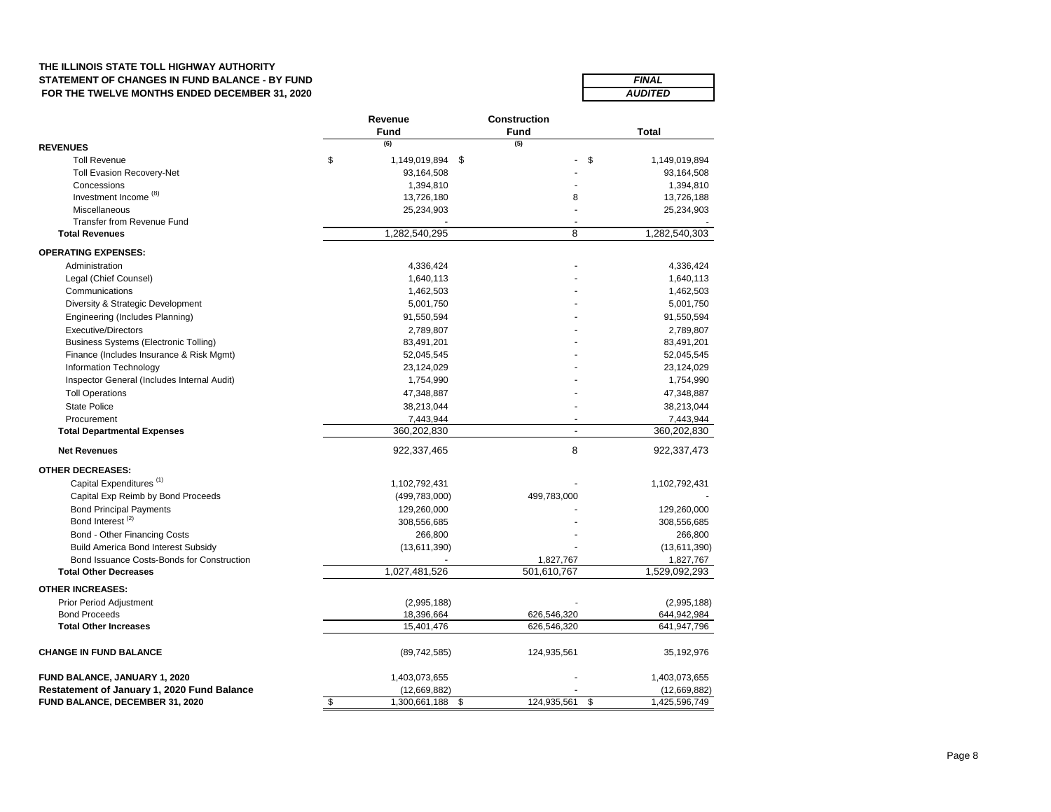**THE ILLINOIS STATE TOLL HIGHWAY AUTHORITY**
**STATEMENT OF CHANGES IN FUND BALANCE - BY FUND**
**FOR THE TWELVE MONTHS ENDED DECEMBER 31, 2020**

| ***FINAL*** |
|---|
| ***AUDITED*** |

| | Revenue Fund (6) | Construction Fund (5) | Total |
|---|---|---|---|
| **REVENUES** | | | |
| Toll Revenue | $ 1,149,019,894 | $ - | $ 1,149,019,894 |
| Toll Evasion Recovery-Net | 93,164,508 | - | 93,164,508 |
| Concessions | 1,394,810 | - | 1,394,810 |
| Investment Income [8] | 13,726,180 | 8 | 13,726,188 |
| Miscellaneous | 25,234,903 | - | 25,234,903 |
| Transfer from Revenue Fund | - | - | - |
| **Total Revenues** | 1,282,540,295 | 8 | 1,282,540,303 |
| **OPERATING EXPENSES:** | | | |
| Administration | 4,336,424 | - | 4,336,424 |
| Legal (Chief Counsel) | 1,640,113 | - | 1,640,113 |
| Communications | 1,462,503 | - | 1,462,503 |
| Diversity & Strategic Development | 5,001,750 | - | 5,001,750 |
| Engineering (Includes Planning) | 91,550,594 | - | 91,550,594 |
| Executive/Directors | 2,789,807 | - | 2,789,807 |
| Business Systems (Electronic Tolling) | 83,491,201 | - | 83,491,201 |
| Finance (Includes Insurance & Risk Mgmt) | 52,045,545 | - | 52,045,545 |
| Information Technology | 23,124,029 | - | 23,124,029 |
| Inspector General (Includes Internal Audit) | 1,754,990 | - | 1,754,990 |
| Toll Operations | 47,348,887 | - | 47,348,887 |
| State Police | 38,213,044 | - | 38,213,044 |
| Procurement | 7,443,944 | - | 7,443,944 |
| **Total Departmental Expenses** | 360,202,830 | - | 360,202,830 |
| **Net Revenues** | 922,337,465 | 8 | 922,337,473 |
| **OTHER DECREASES:** | | | |
| Capital Expenditures [1] | 1,102,792,431 | - | 1,102,792,431 |
| Capital Exp Reimb by Bond Proceeds | (499,783,000) | 499,783,000 | - |
| Bond Principal Payments | 129,260,000 | - | 129,260,000 |
| Bond Interest [2] | 308,556,685 | - | 308,556,685 |
| Bond - Other Financing Costs | 266,800 | - | 266,800 |
| Build America Bond Interest Subsidy | (13,611,390) | - | (13,611,390) |
| Bond Issuance Costs-Bonds for Construction | - | 1,827,767 | 1,827,767 |
| **Total Other Decreases** | 1,027,481,526 | 501,610,767 | 1,529,092,293 |
| **OTHER INCREASES:** | | | |
| Prior Period Adjustment | (2,995,188) | - | (2,995,188) |
| Bond Proceeds | 18,396,664 | 626,546,320 | 644,942,984 |
| **Total Other Increases** | 15,401,476 | 626,546,320 | 641,947,796 |
| **CHANGE IN FUND BALANCE** | (89,742,585) | 124,935,561 | 35,192,976 |
| **FUND BALANCE, JANUARY 1, 2020** | 1,403,073,655 | - | 1,403,073,655 |
| **Restatement of January 1, 2020 Fund Balance** | (12,669,882) | - | (12,669,882) |
| **FUND BALANCE, DECEMBER 31, 2020** | $ 1,300,661,188 | $ 124,935,561 | $ 1,425,596,749 |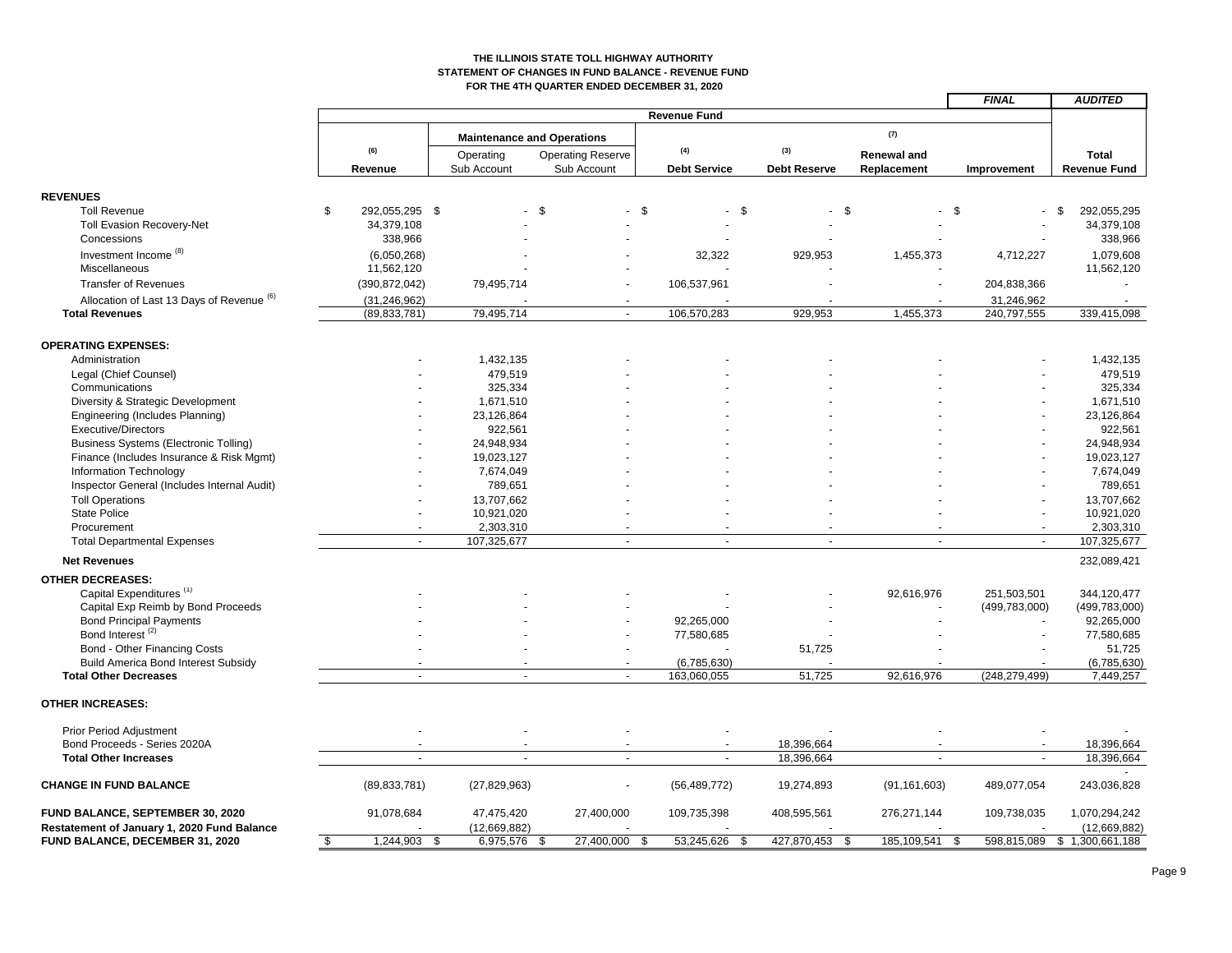**THE ILLINOIS STATE TOLL HIGHWAY AUTHORITY**
**STATEMENT OF CHANGES IN FUND BALANCE - REVENUE FUND**
**FOR THE 4TH QUARTER ENDED DECEMBER 31, 2020**

| | Revenue Fund | | | | | | | *FINAL* | *AUDITED* |
|---|---|---|---|---|---|---|---|---|---|
| | | Maintenance and Operations | | | | | | | |
| | (6) Revenue | Operating Sub Account | Operating Reserve Sub Account | (4) Debt Service | (3) Debt Reserve | (7) Renewal and Replacement | Improvement | | Total Revenue Fund |
| **REVENUES** | | | | | | | | | |
| Toll Revenue | $ 292,055,295 | $ - | $ - | $ - | $ - | $ - | $ - | | $ 292,055,295 |
| Toll Evasion Recovery-Net | 34,379,108 | - | - | - | - | - | - | | 34,379,108 |
| Concessions | 338,966 | - | - | - | - | - | - | | 338,966 |
| Investment Income [8] | (6,050,268) | - | - | 32,322 | 929,953 | 1,455,373 | 4,712,227 | | 1,079,608 |
| Miscellaneous | 11,562,120 | - | - | - | - | - | | | 11,562,120 |
| Transfer of Revenues | (390,872,042) | 79,495,714 | - | 106,537,961 | - | - | 204,838,366 | | - |
| Allocation of Last 13 Days of Revenue [6] | (31,246,962) | - | - | - | - | - | 31,246,962 | | - |
| **Total Revenues** | (89,833,781) | 79,495,714 | - | 106,570,283 | 929,953 | 1,455,373 | 240,797,555 | | 339,415,098 |
| **OPERATING EXPENSES:** | | | | | | | | | |
| Administration | - | 1,432,135 | - | - | - | - | - | | 1,432,135 |
| Legal (Chief Counsel) | - | 479,519 | - | - | - | - | - | | 479,519 |
| Communications | - | 325,334 | - | - | - | - | - | | 325,334 |
| Diversity & Strategic Development | - | 1,671,510 | - | - | - | - | - | | 1,671,510 |
| Engineering (Includes Planning) | - | 23,126,864 | - | - | - | - | - | | 23,126,864 |
| Executive/Directors | - | 922,561 | - | - | - | - | - | | 922,561 |
| Business Systems (Electronic Tolling) | - | 24,948,934 | - | - | - | - | - | | 24,948,934 |
| Finance (Includes Insurance & Risk Mgmt) | - | 19,023,127 | - | - | - | - | - | | 19,023,127 |
| Information Technology | - | 7,674,049 | - | - | - | - | - | | 7,674,049 |
| Inspector General (Includes Internal Audit) | - | 789,651 | - | - | - | - | - | | 789,651 |
| Toll Operations | - | 13,707,662 | - | - | - | - | - | | 13,707,662 |
| State Police | - | 10,921,020 | - | - | - | - | - | | 10,921,020 |
| Procurement | - | 2,303,310 | - | - | - | - | - | | 2,303,310 |
| Total Departmental Expenses | - | 107,325,677 | - | - | - | - | - | | 107,325,677 |
| **Net Revenues** | | | | | | | | | 232,089,421 |
| **OTHER DECREASES:** | | | | | | | | | |
| Capital Expenditures [1] | - | - | - | - | - | 92,616,976 | 251,503,501 | | 344,120,477 |
| Capital Exp Reimb by Bond Proceeds | - | - | - | - | - | - | (499,783,000) | | (499,783,000) |
| Bond Principal Payments | - | - | - | 92,265,000 | - | - | - | | 92,265,000 |
| Bond Interest [2] | - | - | - | 77,580,685 | - | - | - | | 77,580,685 |
| Bond - Other Financing Costs | - | - | - | - | 51,725 | - | - | | 51,725 |
| Build America Bond Interest Subsidy | - | - | - | (6,785,630) | - | - | - | | (6,785,630) |
| **Total Other Decreases** | - | - | - | 163,060,055 | 51,725 | 92,616,976 | (248,279,499) | | 7,449,257 |
| **OTHER INCREASES:** | | | | | | | | | |
| Prior Period Adjustment | - | - | - | - | - | - | - | | - |
| Bond Proceeds - Series 2020A | - | - | - | - | 18,396,664 | - | - | | 18,396,664 |
| **Total Other Increases** | - | - | - | - | 18,396,664 | - | - | | 18,396,664 |
| **CHANGE IN FUND BALANCE** | (89,833,781) | (27,829,963) | - | (56,489,772) | 19,274,893 | (91,161,603) | 489,077,054 | | 243,036,828 |
| **FUND BALANCE, SEPTEMBER 30, 2020** | 91,078,684 | 47,475,420 | 27,400,000 | 109,735,398 | 408,595,561 | 276,271,144 | 109,738,035 | | 1,070,294,242 |
| **Restatement of January 1, 2020 Fund Balance** | - | (12,669,882) | - | - | - | - | - | | (12,669,882) |
| **FUND BALANCE, DECEMBER 31, 2020** | $ 1,244,903 | $ 6,975,576 | $ 27,400,000 | $ 53,245,626 | $ 427,870,453 | $ 185,109,541 | $ 598,815,089 | | $ 1,300,661,188 |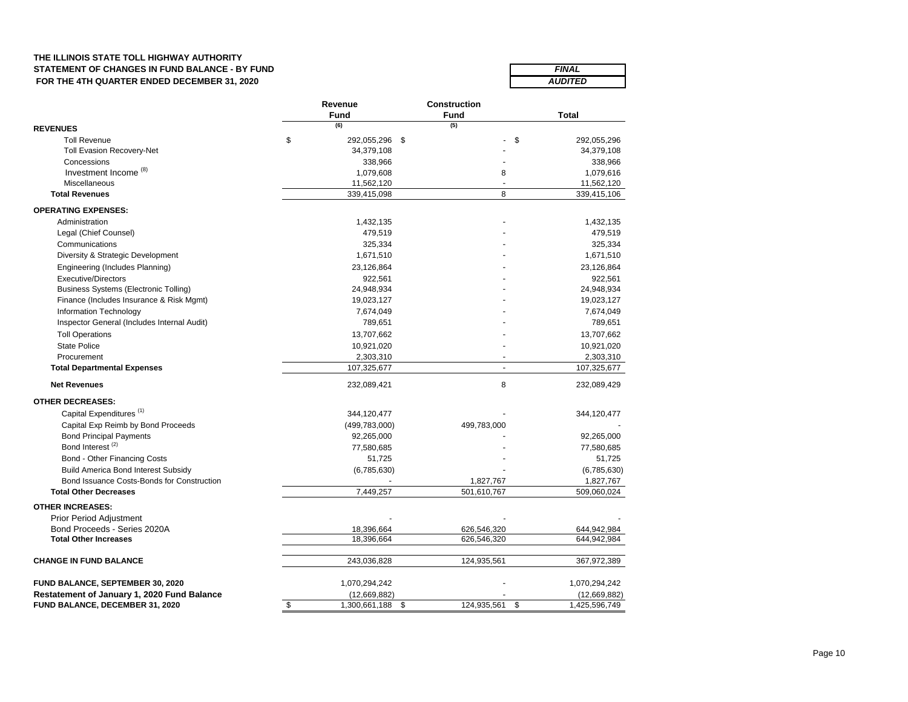**THE ILLINOIS STATE TOLL HIGHWAY AUTHORITY**
**STATEMENT OF CHANGES IN FUND BALANCE - BY FUND**
**FOR THE 4TH QUARTER ENDED DECEMBER 31, 2020**

| *FINAL* |
|---|
| *AUDITED* |

| | Revenue Fund (6) | Construction Fund (5) | Total |
|---|---|---|---|
| **REVENUES** | | | |
| Toll Revenue | $ 292,055,296 | $ - | $ 292,055,296 |
| Toll Evasion Recovery-Net | 34,379,108 | - | 34,379,108 |
| Concessions | 338,966 | - | 338,966 |
| Investment Income [8] | 1,079,608 | 8 | 1,079,616 |
| Miscellaneous | 11,562,120 | - | 11,562,120 |
| **Total Revenues** | 339,415,098 | 8 | 339,415,106 |
| **OPERATING EXPENSES:** | | | |
| Administration | 1,432,135 | - | 1,432,135 |
| Legal (Chief Counsel) | 479,519 | - | 479,519 |
| Communications | 325,334 | - | 325,334 |
| Diversity & Strategic Development | 1,671,510 | - | 1,671,510 |
| Engineering (Includes Planning) | 23,126,864 | - | 23,126,864 |
| Executive/Directors | 922,561 | - | 922,561 |
| Business Systems (Electronic Tolling) | 24,948,934 | - | 24,948,934 |
| Finance (Includes Insurance & Risk Mgmt) | 19,023,127 | - | 19,023,127 |
| Information Technology | 7,674,049 | - | 7,674,049 |
| Inspector General (Includes Internal Audit) | 789,651 | - | 789,651 |
| Toll Operations | 13,707,662 | - | 13,707,662 |
| State Police | 10,921,020 | - | 10,921,020 |
| Procurement | 2,303,310 | - | 2,303,310 |
| **Total Departmental Expenses** | 107,325,677 | - | 107,325,677 |
| **Net Revenues** | 232,089,421 | 8 | 232,089,429 |
| **OTHER DECREASES:** | | | |
| Capital Expenditures [1] | 344,120,477 | - | 344,120,477 |
| Capital Exp Reimb by Bond Proceeds | (499,783,000) | 499,783,000 | - |
| Bond Principal Payments | 92,265,000 | - | 92,265,000 |
| Bond Interest [2] | 77,580,685 | - | 77,580,685 |
| Bond - Other Financing Costs | 51,725 | - | 51,725 |
| Build America Bond Interest Subsidy | (6,785,630) | - | (6,785,630) |
| Bond Issuance Costs-Bonds for Construction | - | 1,827,767 | 1,827,767 |
| **Total Other Decreases** | 7,449,257 | 501,610,767 | 509,060,024 |
| **OTHER INCREASES:** | | | |
| Prior Period Adjustment | - | - | - |
| Bond Proceeds - Series 2020A | 18,396,664 | 626,546,320 | 644,942,984 |
| **Total Other Increases** | 18,396,664 | 626,546,320 | 644,942,984 |
| **CHANGE IN FUND BALANCE** | 243,036,828 | 124,935,561 | 367,972,389 |
| **FUND BALANCE, SEPTEMBER 30, 2020** | 1,070,294,242 | - | 1,070,294,242 |
| **Restatement of January 1, 2020 Fund Balance** | (12,669,882) | - | (12,669,882) |
| **FUND BALANCE, DECEMBER 31, 2020** | $ 1,300,661,188 | $ 124,935,561 | $ 1,425,596,749 |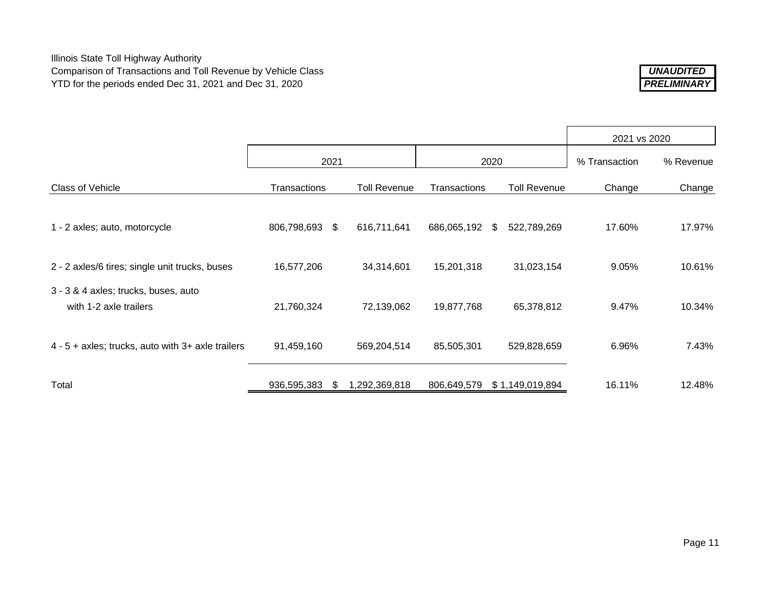Illinois State Toll Highway Authority
Comparison of Transactions and Toll Revenue by Vehicle Class
YTD for the periods ended Dec 31, 2021 and Dec 31, 2020

***UNAUDITED***
***PRELIMINARY***

| | 2021 | | 2020 | | 2021 vs 2020 | |
|---|---|---|---|---|---|---|
| | | | | | % Transaction | % Revenue |
| Class of Vehicle | Transactions | Toll Revenue | Transactions | Toll Revenue | Change | Change |
| 1 - 2 axles; auto, motorcycle | 806,798,693 | $ 616,711,641 | 686,065,192 | $ 522,789,269 | 17.60% | 17.97% |
| 2 - 2 axles/6 tires; single unit trucks, buses | 16,577,206 | 34,314,601 | 15,201,318 | 31,023,154 | 9.05% | 10.61% |
| 3 - 3 & 4 axles; trucks, buses, auto with 1-2 axle trailers | 21,760,324 | 72,139,062 | 19,877,768 | 65,378,812 | 9.47% | 10.34% |
| 4 - 5 + axles; trucks, auto with 3+ axle trailers | 91,459,160 | 569,204,514 | 85,505,301 | 529,828,659 | 6.96% | 7.43% |
| Total | 936,595,383 | $ 1,292,369,818 | 806,649,579 | $ 1,149,019,894 | 16.11% | 12.48% |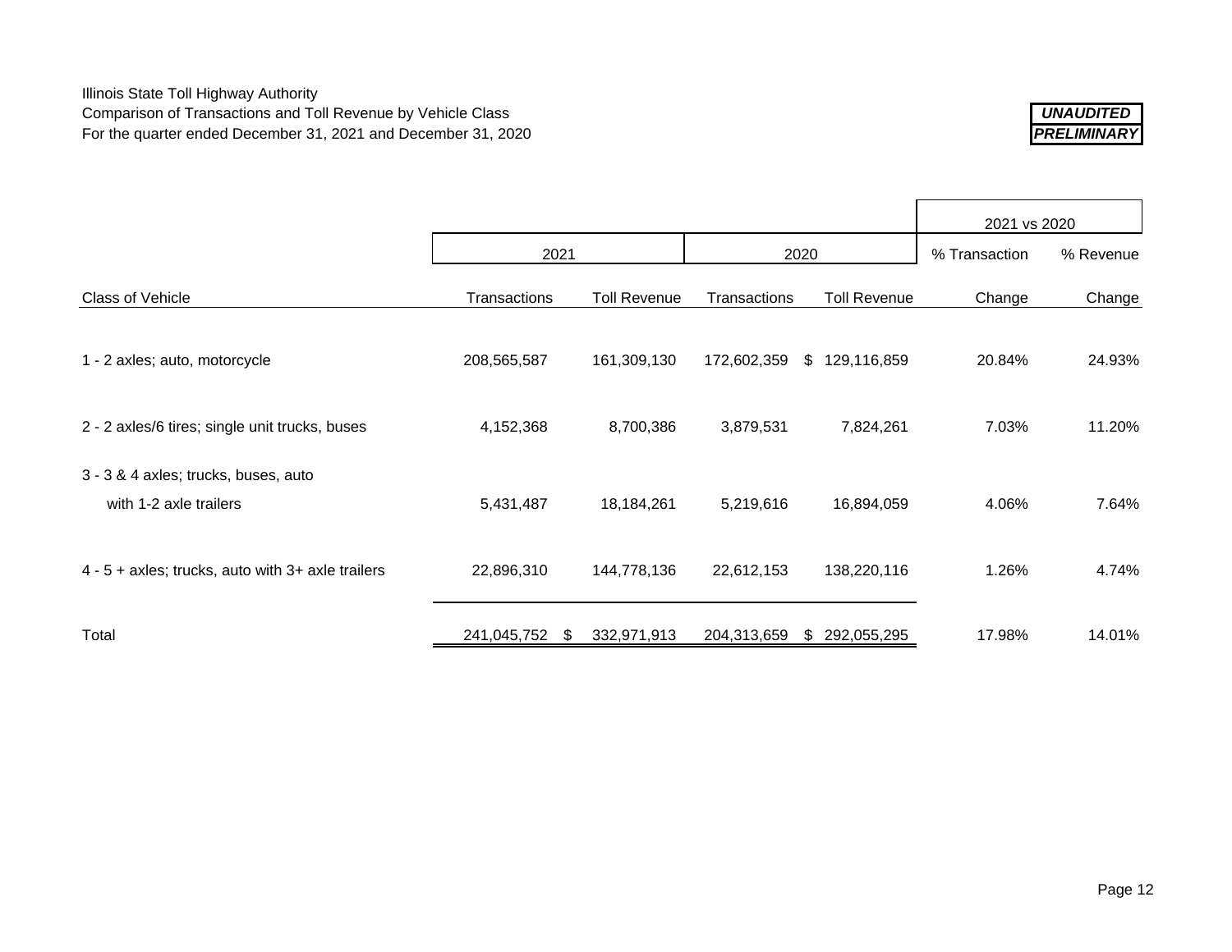Illinois State Toll Highway Authority
Comparison of Transactions and Toll Revenue by Vehicle Class
For the quarter ended December 31, 2021 and December 31, 2020

***UNAUDITED***
***PRELIMINARY***

| | 2021 | | 2020 | | 2021 vs 2020 | |
|---|---|---|---|---|---|---|
| Class of Vehicle | Transactions | Toll Revenue | Transactions | Toll Revenue | % Transaction Change | % Revenue Change |
| 1 - 2 axles; auto, motorcycle | 208,565,587 | 161,309,130 | 172,602,359 | $ 129,116,859 | 20.84% | 24.93% |
| 2 - 2 axles/6 tires; single unit trucks, buses | 4,152,368 | 8,700,386 | 3,879,531 | 7,824,261 | 7.03% | 11.20% |
| 3 - 3 & 4 axles; trucks, buses, auto with 1-2 axle trailers | 5,431,487 | 18,184,261 | 5,219,616 | 16,894,059 | 4.06% | 7.64% |
| 4 - 5 + axles; trucks, auto with 3+ axle trailers | 22,896,310 | 144,778,136 | 22,612,153 | 138,220,116 | 1.26% | 4.74% |
| Total | 241,045,752 | $ 332,971,913 | 204,313,659 | $ 292,055,295 | 17.98% | 14.01% |